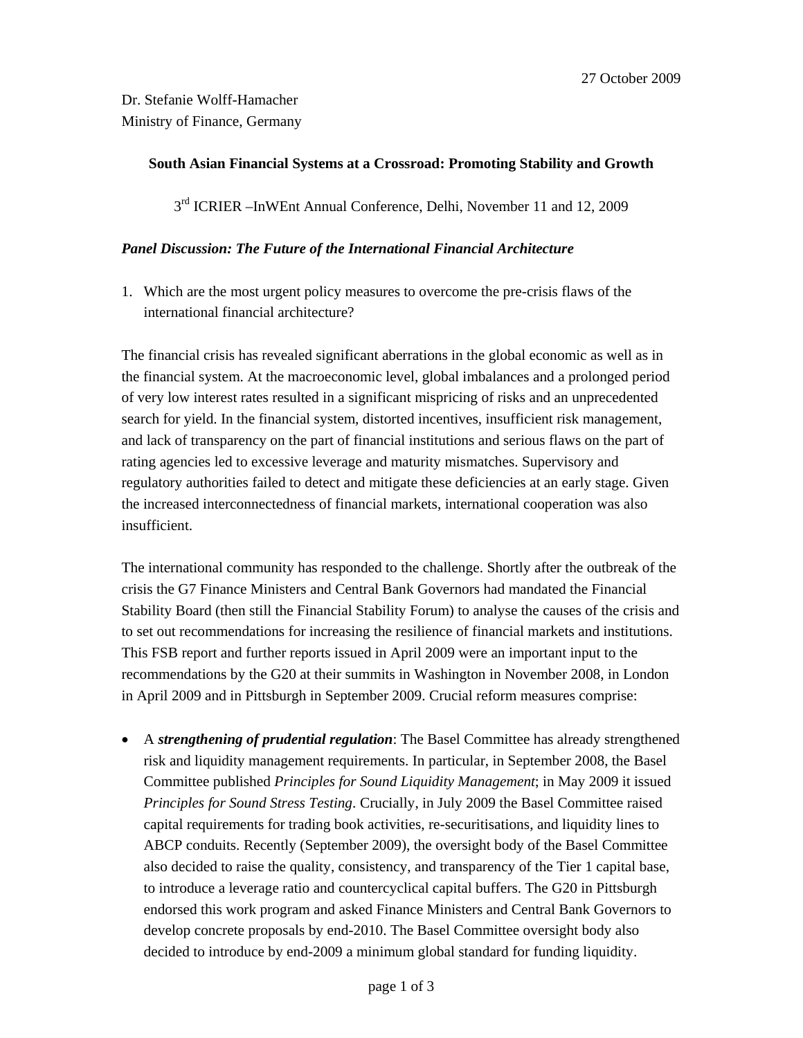27 October 2009

Dr. Stefanie Wolff-Hamacher
Ministry of Finance, Germany

**South Asian Financial Systems at a Crossroad: Promoting Stability and Growth**

3rd ICRIER –InWEnt Annual Conference, Delhi, November 11 and 12, 2009

***Panel Discussion: The Future of the International Financial Architecture***

1. Which are the most urgent policy measures to overcome the pre-crisis flaws of the international financial architecture?

The financial crisis has revealed significant aberrations in the global economic as well as in the financial system. At the macroeconomic level, global imbalances and a prolonged period of very low interest rates resulted in a significant mispricing of risks and an unprecedented search for yield. In the financial system, distorted incentives, insufficient risk management, and lack of transparency on the part of financial institutions and serious flaws on the part of rating agencies led to excessive leverage and maturity mismatches. Supervisory and regulatory authorities failed to detect and mitigate these deficiencies at an early stage. Given the increased interconnectedness of financial markets, international cooperation was also insufficient.

The international community has responded to the challenge. Shortly after the outbreak of the crisis the G7 Finance Ministers and Central Bank Governors had mandated the Financial Stability Board (then still the Financial Stability Forum) to analyse the causes of the crisis and to set out recommendations for increasing the resilience of financial markets and institutions. This FSB report and further reports issued in April 2009 were an important input to the recommendations by the G20 at their summits in Washington in November 2008, in London in April 2009 and in Pittsburgh in September 2009. Crucial reform measures comprise:

- A ***strengthening of prudential regulation***: The Basel Committee has already strengthened risk and liquidity management requirements. In particular, in September 2008, the Basel Committee published *Principles for Sound Liquidity Management*; in May 2009 it issued *Principles for Sound Stress Testing*. Crucially, in July 2009 the Basel Committee raised capital requirements for trading book activities, re-securitisations, and liquidity lines to ABCP conduits. Recently (September 2009), the oversight body of the Basel Committee also decided to raise the quality, consistency, and transparency of the Tier 1 capital base, to introduce a leverage ratio and countercyclical capital buffers. The G20 in Pittsburgh endorsed this work program and asked Finance Ministers and Central Bank Governors to develop concrete proposals by end-2010. The Basel Committee oversight body also decided to introduce by end-2009 a minimum global standard for funding liquidity.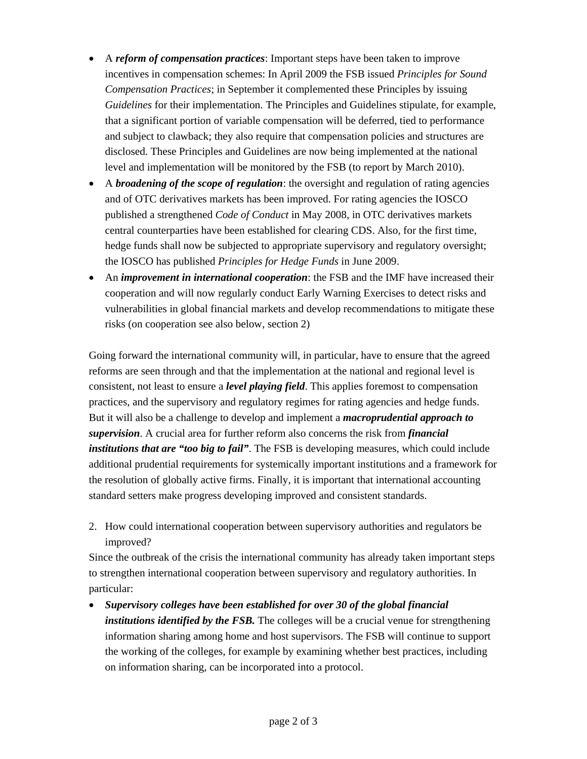- A ***reform of compensation practices***: Important steps have been taken to improve incentives in compensation schemes: In April 2009 the FSB issued *Principles for Sound Compensation Practices*; in September it complemented these Principles by issuing *Guidelines* for their implementation. The Principles and Guidelines stipulate, for example, that a significant portion of variable compensation will be deferred, tied to performance and subject to clawback; they also require that compensation policies and structures are disclosed. These Principles and Guidelines are now being implemented at the national level and implementation will be monitored by the FSB (to report by March 2010).
- A ***broadening of the scope of regulation***: the oversight and regulation of rating agencies and of OTC derivatives markets has been improved. For rating agencies the IOSCO published a strengthened *Code of Conduct* in May 2008, in OTC derivatives markets central counterparties have been established for clearing CDS. Also, for the first time, hedge funds shall now be subjected to appropriate supervisory and regulatory oversight; the IOSCO has published *Principles for Hedge Funds* in June 2009.
- An ***improvement in international cooperation***: the FSB and the IMF have increased their cooperation and will now regularly conduct Early Warning Exercises to detect risks and vulnerabilities in global financial markets and develop recommendations to mitigate these risks (on cooperation see also below, section 2)

Going forward the international community will, in particular, have to ensure that the agreed reforms are seen through and that the implementation at the national and regional level is consistent, not least to ensure a ***level playing field***. This applies foremost to compensation practices, and the supervisory and regulatory regimes for rating agencies and hedge funds. But it will also be a challenge to develop and implement a ***macroprudential approach to supervision***. A crucial area for further reform also concerns the risk from ***financial institutions that are "too big to fail"***. The FSB is developing measures, which could include additional prudential requirements for systemically important institutions and a framework for the resolution of globally active firms. Finally, it is important that international accounting standard setters make progress developing improved and consistent standards.

2. How could international cooperation between supervisory authorities and regulators be improved?

Since the outbreak of the crisis the international community has already taken important steps to strengthen international cooperation between supervisory and regulatory authorities. In particular:

- ***Supervisory colleges have been established for over 30 of the global financial institutions identified by the FSB.*** The colleges will be a crucial venue for strengthening information sharing among home and host supervisors. The FSB will continue to support the working of the colleges, for example by examining whether best practices, including on information sharing, can be incorporated into a protocol.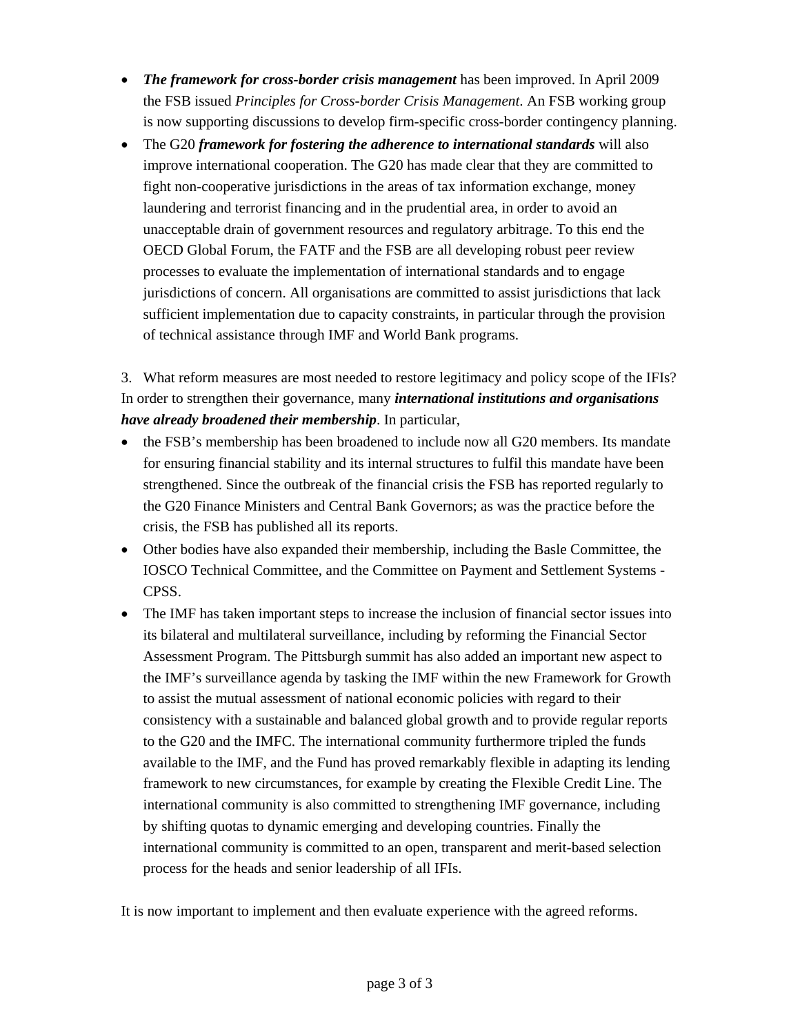- ***The framework for cross-border crisis management*** has been improved. In April 2009 the FSB issued *Principles for Cross-border Crisis Management*. An FSB working group is now supporting discussions to develop firm-specific cross-border contingency planning.
- The G20 ***framework for fostering the adherence to international standards*** will also improve international cooperation. The G20 has made clear that they are committed to fight non-cooperative jurisdictions in the areas of tax information exchange, money laundering and terrorist financing and in the prudential area, in order to avoid an unacceptable drain of government resources and regulatory arbitrage. To this end the OECD Global Forum, the FATF and the FSB are all developing robust peer review processes to evaluate the implementation of international standards and to engage jurisdictions of concern. All organisations are committed to assist jurisdictions that lack sufficient implementation due to capacity constraints, in particular through the provision of technical assistance through IMF and World Bank programs.

3. What reform measures are most needed to restore legitimacy and policy scope of the IFIs? In order to strengthen their governance, many ***international institutions and organisations have already broadened their membership***. In particular,

- the FSB's membership has been broadened to include now all G20 members. Its mandate for ensuring financial stability and its internal structures to fulfil this mandate have been strengthened. Since the outbreak of the financial crisis the FSB has reported regularly to the G20 Finance Ministers and Central Bank Governors; as was the practice before the crisis, the FSB has published all its reports.
- Other bodies have also expanded their membership, including the Basle Committee, the IOSCO Technical Committee, and the Committee on Payment and Settlement Systems - CPSS.
- The IMF has taken important steps to increase the inclusion of financial sector issues into its bilateral and multilateral surveillance, including by reforming the Financial Sector Assessment Program. The Pittsburgh summit has also added an important new aspect to the IMF's surveillance agenda by tasking the IMF within the new Framework for Growth to assist the mutual assessment of national economic policies with regard to their consistency with a sustainable and balanced global growth and to provide regular reports to the G20 and the IMFC. The international community furthermore tripled the funds available to the IMF, and the Fund has proved remarkably flexible in adapting its lending framework to new circumstances, for example by creating the Flexible Credit Line. The international community is also committed to strengthening IMF governance, including by shifting quotas to dynamic emerging and developing countries. Finally the international community is committed to an open, transparent and merit-based selection process for the heads and senior leadership of all IFIs.

It is now important to implement and then evaluate experience with the agreed reforms.